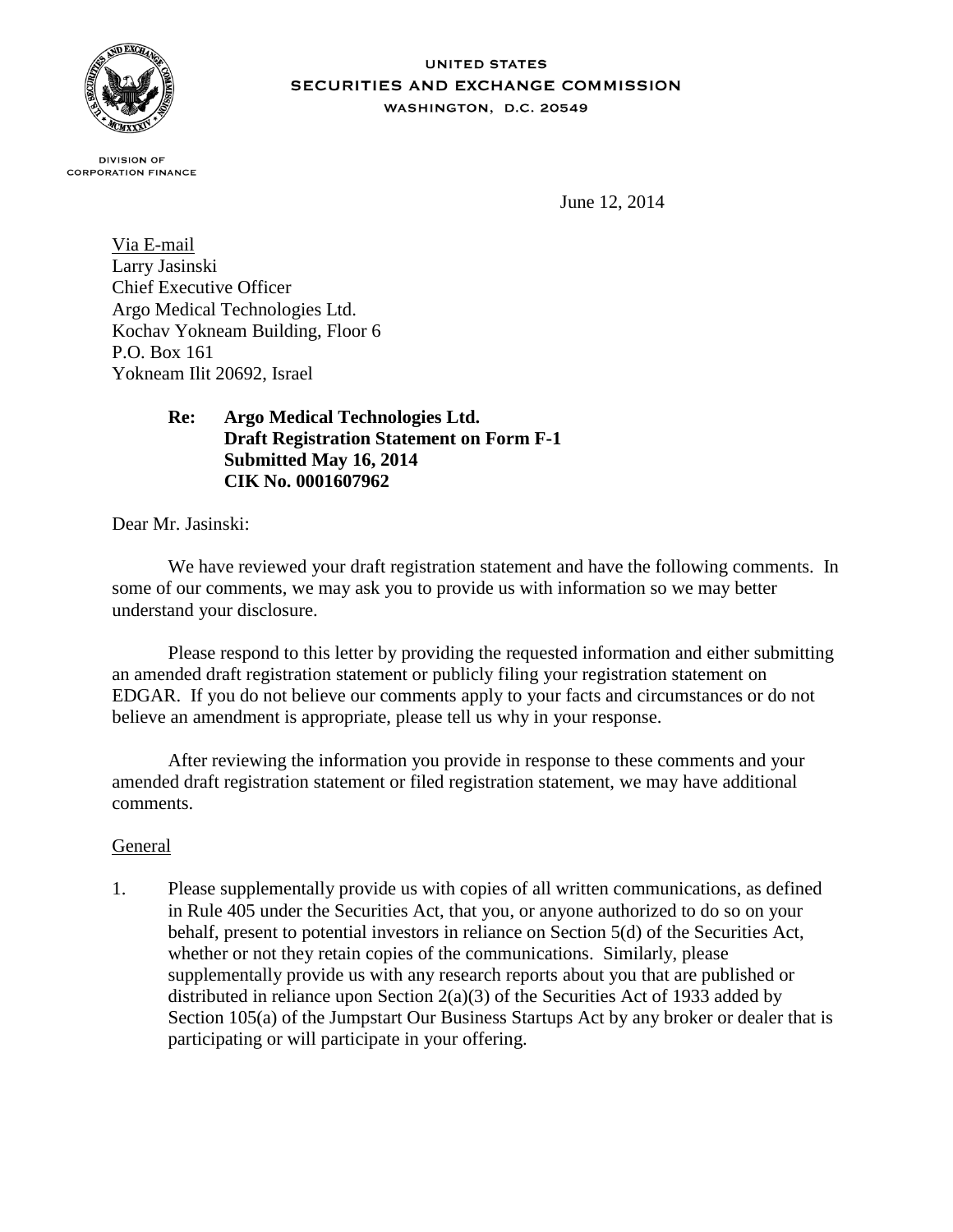UNITED STATES
SECURITIES AND EXCHANGE COMMISSION
WASHINGTON, D.C. 20549

DIVISION OF
CORPORATION FINANCE

June 12, 2014

Via E-mail
Larry Jasinski
Chief Executive Officer
Argo Medical Technologies Ltd.
Kochav Yokneam Building, Floor 6
P.O. Box 161
Yokneam Ilit 20692, Israel

**Re: Argo Medical Technologies Ltd.**
**Draft Registration Statement on Form F-1**
**Submitted May 16, 2014**
**CIK No. 0001607962**

Dear Mr. Jasinski:

We have reviewed your draft registration statement and have the following comments. In some of our comments, we may ask you to provide us with information so we may better understand your disclosure.

Please respond to this letter by providing the requested information and either submitting an amended draft registration statement or publicly filing your registration statement on EDGAR. If you do not believe our comments apply to your facts and circumstances or do not believe an amendment is appropriate, please tell us why in your response.

After reviewing the information you provide in response to these comments and your amended draft registration statement or filed registration statement, we may have additional comments.

General

1. Please supplementally provide us with copies of all written communications, as defined in Rule 405 under the Securities Act, that you, or anyone authorized to do so on your behalf, present to potential investors in reliance on Section 5(d) of the Securities Act, whether or not they retain copies of the communications. Similarly, please supplementally provide us with any research reports about you that are published or distributed in reliance upon Section 2(a)(3) of the Securities Act of 1933 added by Section 105(a) of the Jumpstart Our Business Startups Act by any broker or dealer that is participating or will participate in your offering.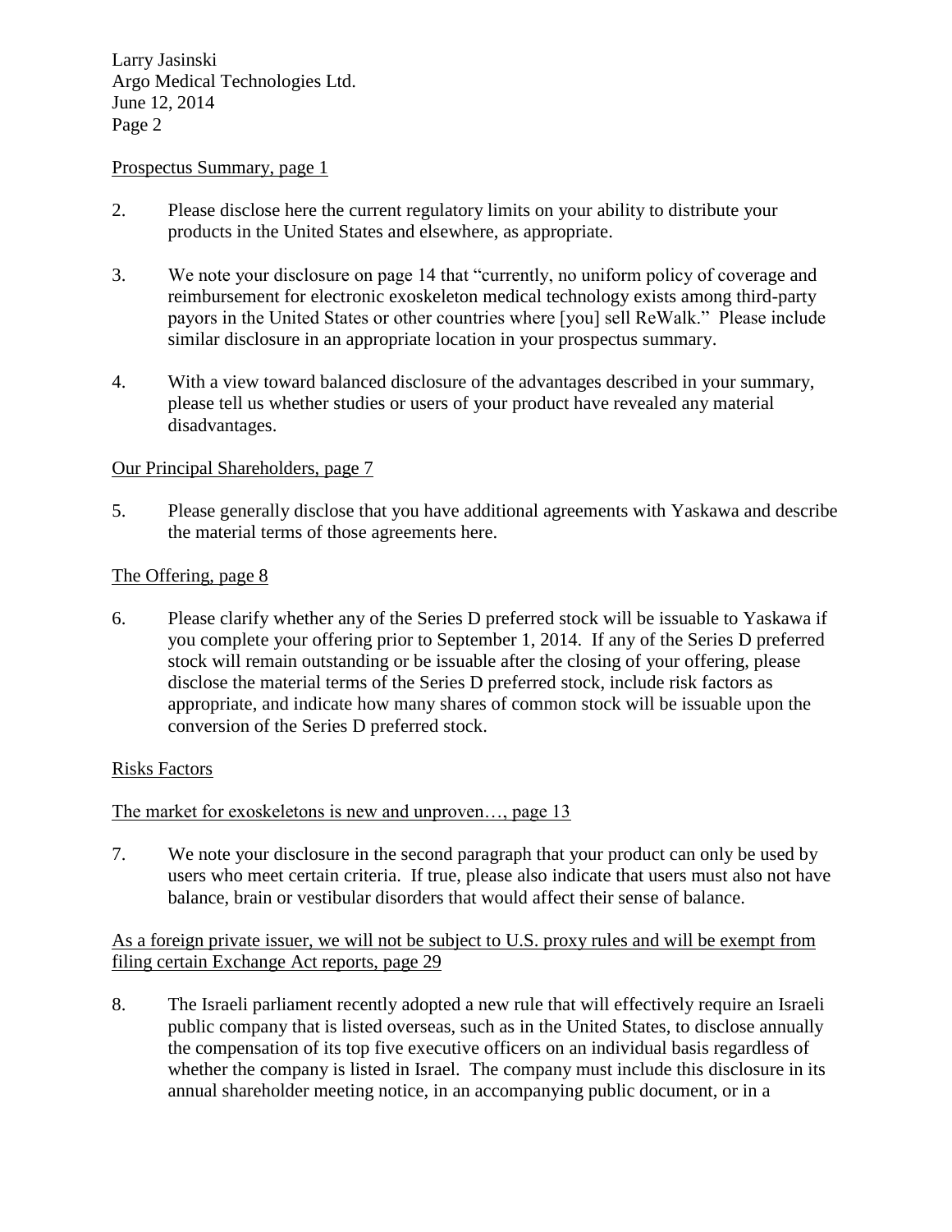Prospectus Summary, page 1

2. Please disclose here the current regulatory limits on your ability to distribute your products in the United States and elsewhere, as appropriate.

3. We note your disclosure on page 14 that "currently, no uniform policy of coverage and reimbursement for electronic exoskeleton medical technology exists among third-party payors in the United States or other countries where [you] sell ReWalk." Please include similar disclosure in an appropriate location in your prospectus summary.

4. With a view toward balanced disclosure of the advantages described in your summary, please tell us whether studies or users of your product have revealed any material disadvantages.

Our Principal Shareholders, page 7

5. Please generally disclose that you have additional agreements with Yaskawa and describe the material terms of those agreements here.

The Offering, page 8

6. Please clarify whether any of the Series D preferred stock will be issuable to Yaskawa if you complete your offering prior to September 1, 2014. If any of the Series D preferred stock will remain outstanding or be issuable after the closing of your offering, please disclose the material terms of the Series D preferred stock, include risk factors as appropriate, and indicate how many shares of common stock will be issuable upon the conversion of the Series D preferred stock.

Risks Factors

The market for exoskeletons is new and unproven…, page 13

7. We note your disclosure in the second paragraph that your product can only be used by users who meet certain criteria. If true, please also indicate that users must also not have balance, brain or vestibular disorders that would affect their sense of balance.

As a foreign private issuer, we will not be subject to U.S. proxy rules and will be exempt from filing certain Exchange Act reports, page 29

8. The Israeli parliament recently adopted a new rule that will effectively require an Israeli public company that is listed overseas, such as in the United States, to disclose annually the compensation of its top five executive officers on an individual basis regardless of whether the company is listed in Israel. The company must include this disclosure in its annual shareholder meeting notice, in an accompanying public document, or in a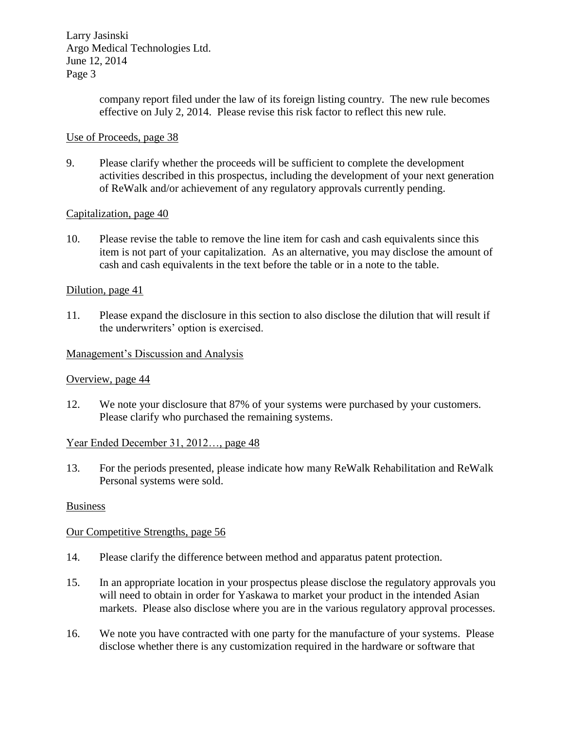company report filed under the law of its foreign listing country. The new rule becomes effective on July 2, 2014. Please revise this risk factor to reflect this new rule.

Use of Proceeds, page 38

9. Please clarify whether the proceeds will be sufficient to complete the development activities described in this prospectus, including the development of your next generation of ReWalk and/or achievement of any regulatory approvals currently pending.

Capitalization, page 40

10. Please revise the table to remove the line item for cash and cash equivalents since this item is not part of your capitalization. As an alternative, you may disclose the amount of cash and cash equivalents in the text before the table or in a note to the table.

Dilution, page 41

11. Please expand the disclosure in this section to also disclose the dilution that will result if the underwriters' option is exercised.

Management's Discussion and Analysis

Overview, page 44

12. We note your disclosure that 87% of your systems were purchased by your customers. Please clarify who purchased the remaining systems.

Year Ended December 31, 2012…, page 48

13. For the periods presented, please indicate how many ReWalk Rehabilitation and ReWalk Personal systems were sold.

Business

Our Competitive Strengths, page 56

14. Please clarify the difference between method and apparatus patent protection.

15. In an appropriate location in your prospectus please disclose the regulatory approvals you will need to obtain in order for Yaskawa to market your product in the intended Asian markets. Please also disclose where you are in the various regulatory approval processes.

16. We note you have contracted with one party for the manufacture of your systems. Please disclose whether there is any customization required in the hardware or software that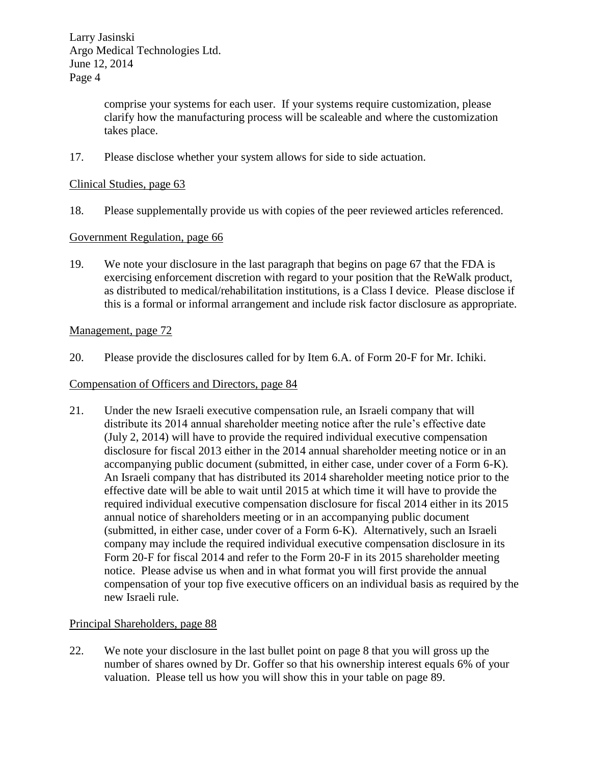comprise your systems for each user. If your systems require customization, please clarify how the manufacturing process will be scaleable and where the customization takes place.

17. Please disclose whether your system allows for side to side actuation.

Clinical Studies, page 63

18. Please supplementally provide us with copies of the peer reviewed articles referenced.

Government Regulation, page 66

19. We note your disclosure in the last paragraph that begins on page 67 that the FDA is exercising enforcement discretion with regard to your position that the ReWalk product, as distributed to medical/rehabilitation institutions, is a Class I device. Please disclose if this is a formal or informal arrangement and include risk factor disclosure as appropriate.

Management, page 72

20. Please provide the disclosures called for by Item 6.A. of Form 20-F for Mr. Ichiki.

Compensation of Officers and Directors, page 84

21. Under the new Israeli executive compensation rule, an Israeli company that will distribute its 2014 annual shareholder meeting notice after the rule's effective date (July 2, 2014) will have to provide the required individual executive compensation disclosure for fiscal 2013 either in the 2014 annual shareholder meeting notice or in an accompanying public document (submitted, in either case, under cover of a Form 6-K). An Israeli company that has distributed its 2014 shareholder meeting notice prior to the effective date will be able to wait until 2015 at which time it will have to provide the required individual executive compensation disclosure for fiscal 2014 either in its 2015 annual notice of shareholders meeting or in an accompanying public document (submitted, in either case, under cover of a Form 6-K). Alternatively, such an Israeli company may include the required individual executive compensation disclosure in its Form 20-F for fiscal 2014 and refer to the Form 20-F in its 2015 shareholder meeting notice. Please advise us when and in what format you will first provide the annual compensation of your top five executive officers on an individual basis as required by the new Israeli rule.

Principal Shareholders, page 88

22. We note your disclosure in the last bullet point on page 8 that you will gross up the number of shares owned by Dr. Goffer so that his ownership interest equals 6% of your valuation. Please tell us how you will show this in your table on page 89.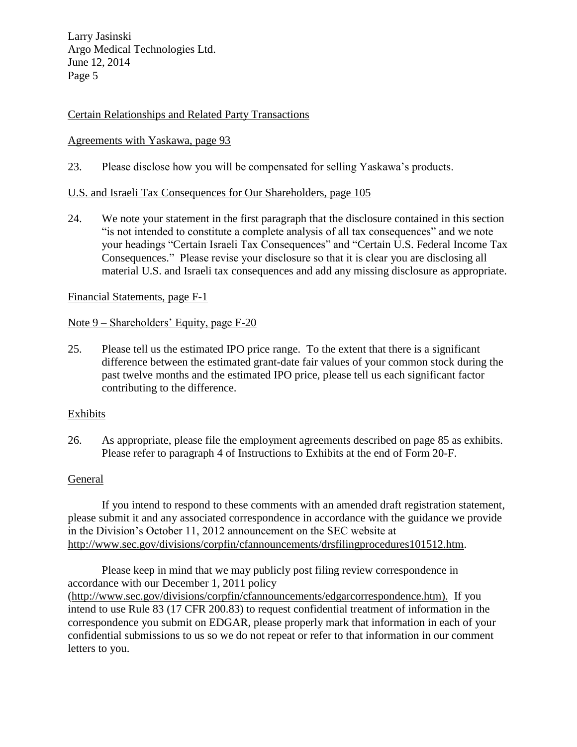Certain Relationships and Related Party Transactions

Agreements with Yaskawa, page 93

23. Please disclose how you will be compensated for selling Yaskawa's products.

U.S. and Israeli Tax Consequences for Our Shareholders, page 105

24. We note your statement in the first paragraph that the disclosure contained in this section "is not intended to constitute a complete analysis of all tax consequences" and we note your headings "Certain Israeli Tax Consequences" and "Certain U.S. Federal Income Tax Consequences." Please revise your disclosure so that it is clear you are disclosing all material U.S. and Israeli tax consequences and add any missing disclosure as appropriate.

Financial Statements, page F-1

Note 9 – Shareholders' Equity, page F-20

25. Please tell us the estimated IPO price range. To the extent that there is a significant difference between the estimated grant-date fair values of your common stock during the past twelve months and the estimated IPO price, please tell us each significant factor contributing to the difference.

Exhibits

26. As appropriate, please file the employment agreements described on page 85 as exhibits. Please refer to paragraph 4 of Instructions to Exhibits at the end of Form 20-F.

General

If you intend to respond to these comments with an amended draft registration statement, please submit it and any associated correspondence in accordance with the guidance we provide in the Division's October 11, 2012 announcement on the SEC website at http://www.sec.gov/divisions/corpfin/cfannouncements/drsfilingprocedures101512.htm.

Please keep in mind that we may publicly post filing review correspondence in accordance with our December 1, 2011 policy (http://www.sec.gov/divisions/corpfin/cfannouncements/edgarcorrespondence.htm). If you intend to use Rule 83 (17 CFR 200.83) to request confidential treatment of information in the correspondence you submit on EDGAR, please properly mark that information in each of your confidential submissions to us so we do not repeat or refer to that information in our comment letters to you.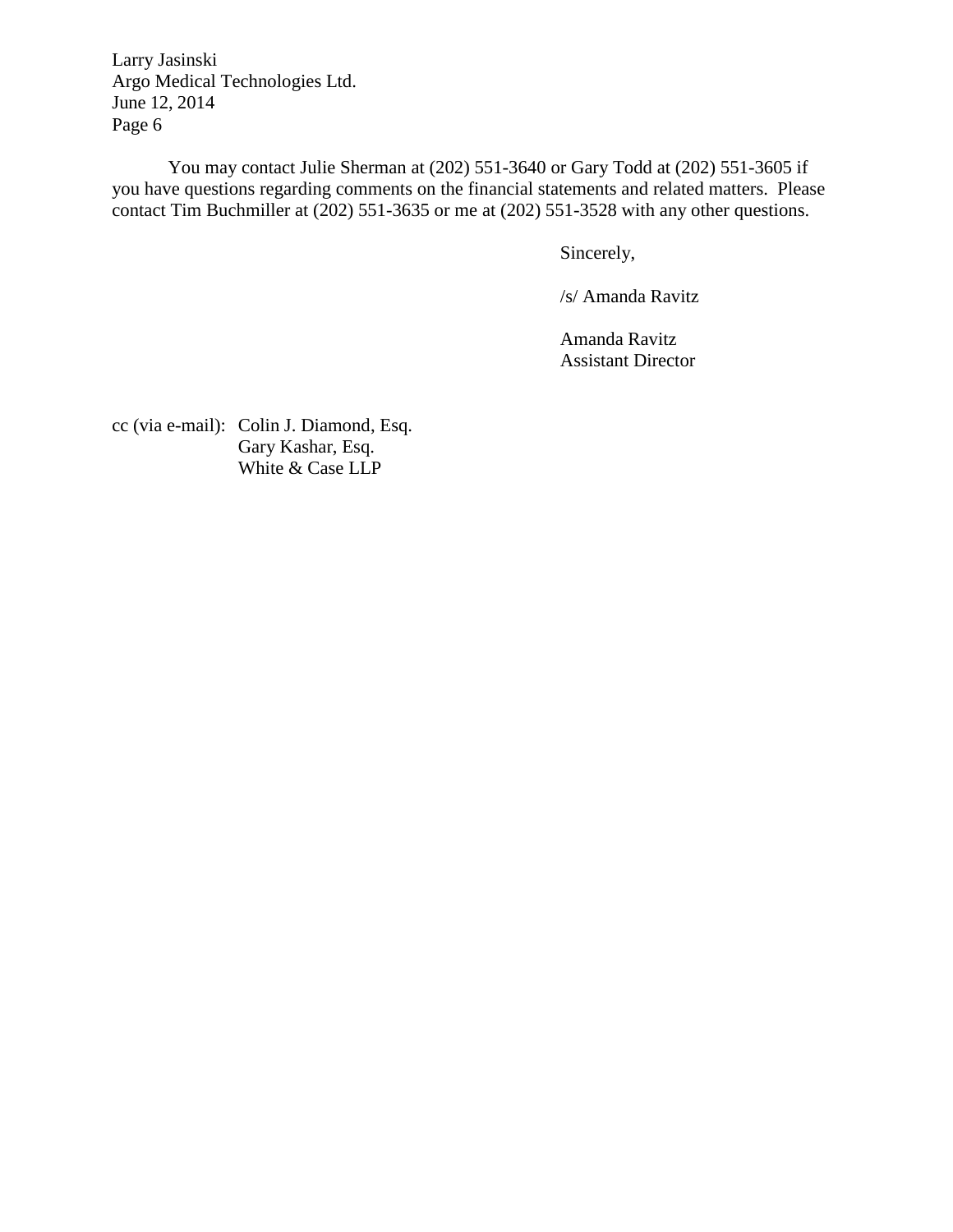You may contact Julie Sherman at (202) 551-3640 or Gary Todd at (202) 551-3605 if you have questions regarding comments on the financial statements and related matters. Please contact Tim Buchmiller at (202) 551-3635 or me at (202) 551-3528 with any other questions.

Sincerely,

/s/ Amanda Ravitz

Amanda Ravitz
Assistant Director

cc (via e-mail): Colin J. Diamond, Esq.
Gary Kashar, Esq.
White & Case LLP